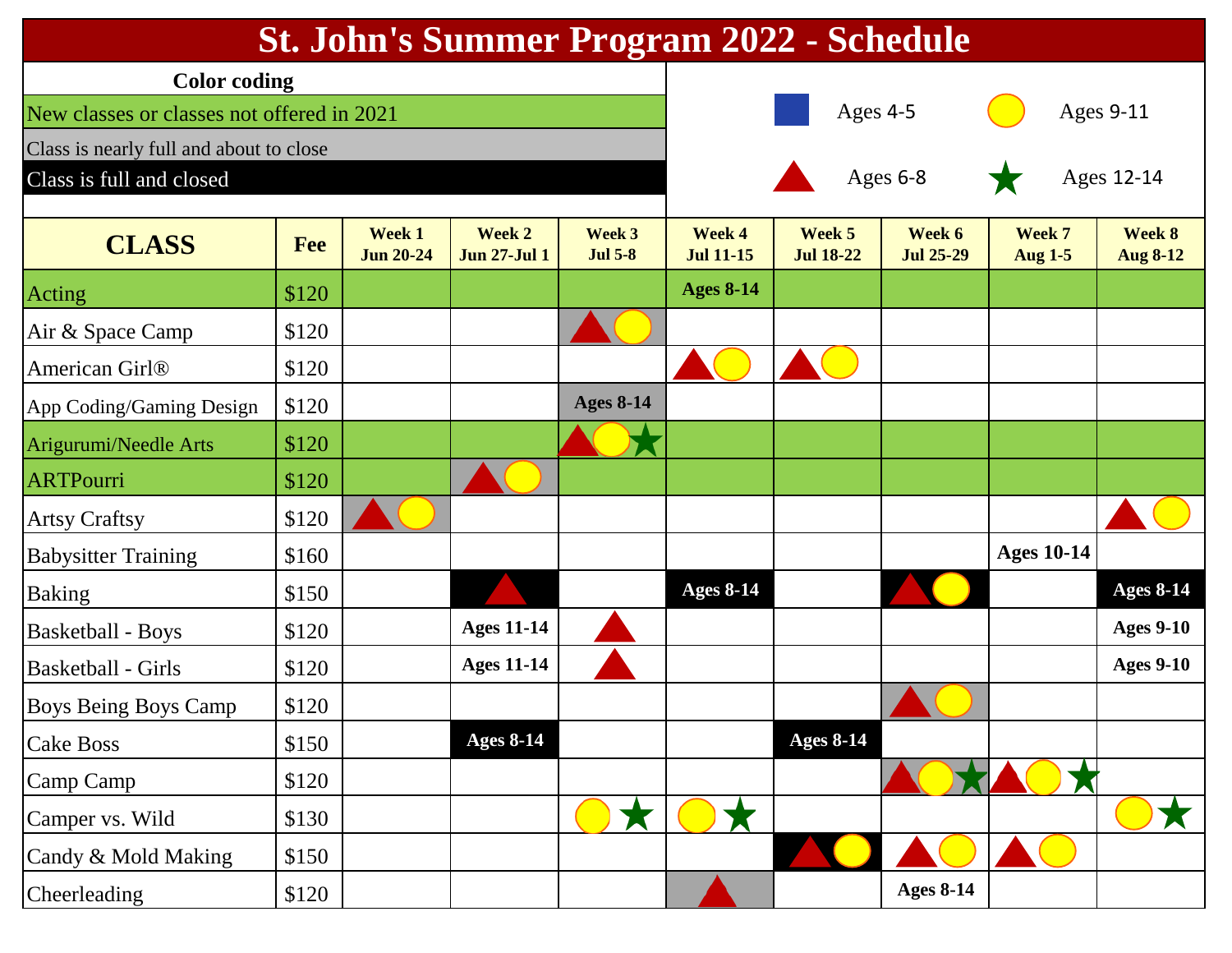# St. John's Summer Program 2022 - Schedule

**Color coding**

- New classes or classes not offered in 2021 (green)
- Class is nearly full and about to close (gray)
- Class is full and closed (black)

Symbols:
- ■ Ages 4-5
- ▲ Ages 6-8
- ● Ages 9-11
- ★ Ages 12-14

| CLASS | Fee | Week 1 Jun 20-24 | Week 2 Jun 27-Jul 1 | Week 3 Jul 5-8 | Week 4 Jul 11-15 | Week 5 Jul 18-22 | Week 6 Jul 25-29 | Week 7 Aug 1-5 | Week 8 Aug 8-12 |
|---|---|---|---|---|---|---|---|---|---|
| Acting | $120 | | | | Ages 8-14 | | | | |
| Air & Space Camp | $120 | | | ▲● | | | | | |
| American Girl® | $120 | | | | ▲● | ▲● | | | |
| App Coding/Gaming Design | $120 | | | Ages 8-14 | | | | | |
| Arigurumi/Needle Arts | $120 | | | ▲●★ | | | | | |
| ARTPourri | $120 | | ▲● | | | | | | |
| Artsy Craftsy | $120 | ▲● | | | | | | | ▲● |
| Babysitter Training | $160 | | | | | | | Ages 10-14 | |
| Baking | $150 | | ▲ | | Ages 8-14 | | ▲● | | Ages 8-14 |
| Basketball - Boys | $120 | | Ages 11-14 | ▲ | | | | | Ages 9-10 |
| Basketball - Girls | $120 | | Ages 11-14 | ▲ | | | | | Ages 9-10 |
| Boys Being Boys Camp | $120 | | | | | | ▲● | | |
| Cake Boss | $150 | | Ages 8-14 | | | Ages 8-14 | | | |
| Camp Camp | $120 | | | | | | ▲●★ | ▲●★ | |
| Camper vs. Wild | $130 | | | ●★ | ●★ | | | | ●★ |
| Candy & Mold Making | $150 | | | | | ▲● | ▲● | ▲● | |
| Cheerleading | $120 | | | | ▲ | | Ages 8-14 | | |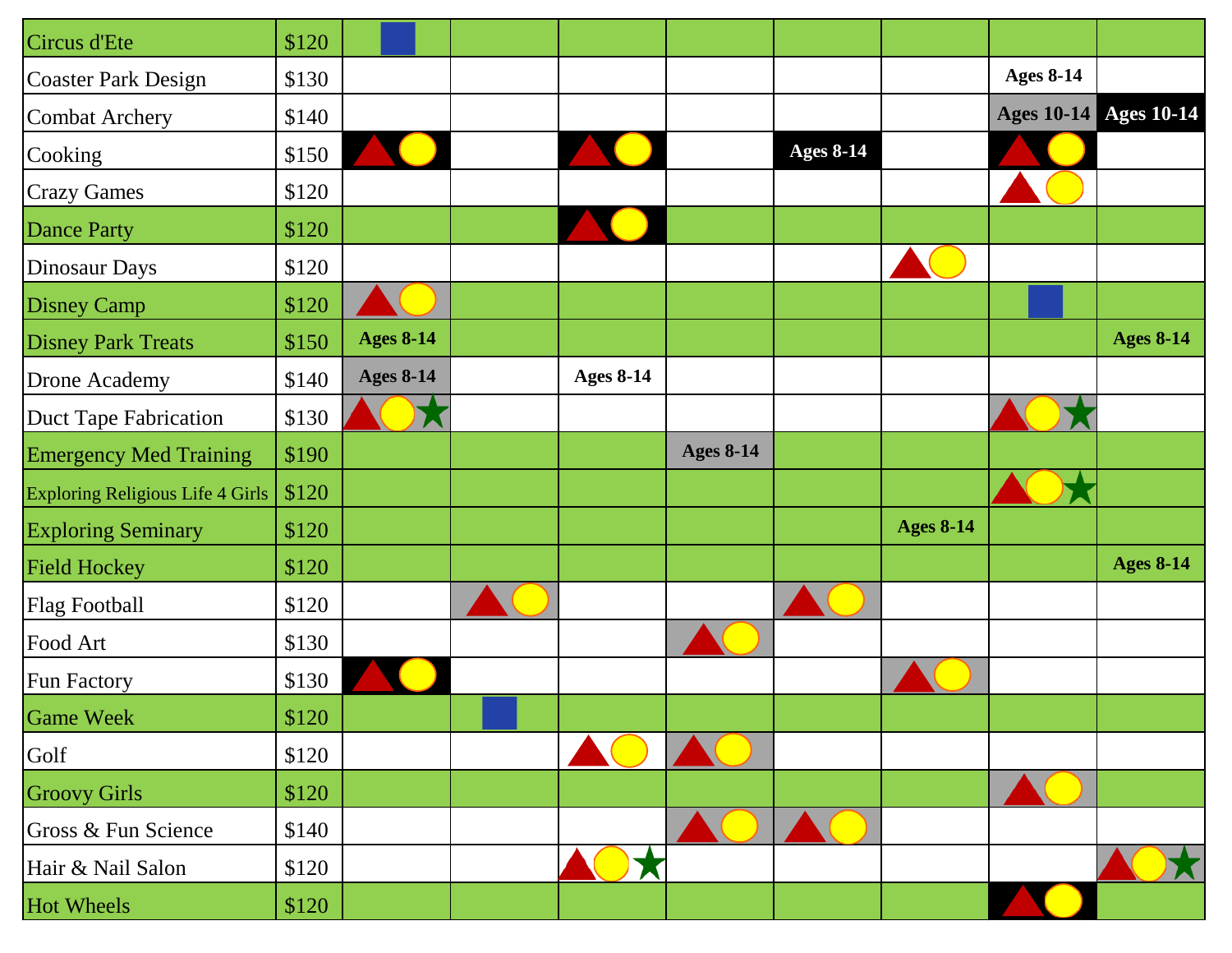| | | | | | | | | | |
|---|---|---|---|---|---|---|---|---|---|
| Circus d'Ete | $120 | ■ | | | | | | | |
| Coaster Park Design | $130 | | | | | | | Ages 8-14 | |
| Combat Archery | $140 | | | | | | | Ages 10-14 | Ages 10-14 |
| Cooking | $150 | ▲● | | ▲● | | Ages 8-14 | | ▲● | |
| Crazy Games | $120 | | | | | | | ▲● | |
| Dance Party | $120 | | | ▲● | | | | | |
| Dinosaur Days | $120 | | | | | | ▲● | | |
| Disney Camp | $120 | ▲● | | | | | | ■ | |
| Disney Park Treats | $150 | Ages 8-14 | | | | | | | Ages 8-14 |
| Drone Academy | $140 | Ages 8-14 | | Ages 8-14 | | | | | |
| Duct Tape Fabrication | $130 | ▲●★ | | | | | | ▲●★ | |
| Emergency Med Training | $190 | | | | Ages 8-14 | | | | |
| Exploring Religious Life 4 Girls | $120 | | | | | | | ▲●★ | |
| Exploring Seminary | $120 | | | | | | Ages 8-14 | | |
| Field Hockey | $120 | | | | | | | | Ages 8-14 |
| Flag Football | $120 | | ▲● | | | ▲● | | | |
| Food Art | $130 | | | | ▲● | | | | |
| Fun Factory | $130 | ▲● | | | | | ▲● | | |
| Game Week | $120 | | ■ | | | | | | |
| Golf | $120 | | | ▲● | ▲● | | | | |
| Groovy Girls | $120 | | | | | | | ▲● | |
| Gross & Fun Science | $140 | | | | ▲● | ▲● | | | |
| Hair & Nail Salon | $120 | | | ▲●★ | | | | | ▲●★ |
| Hot Wheels | $120 | | | | | | | ▲● | |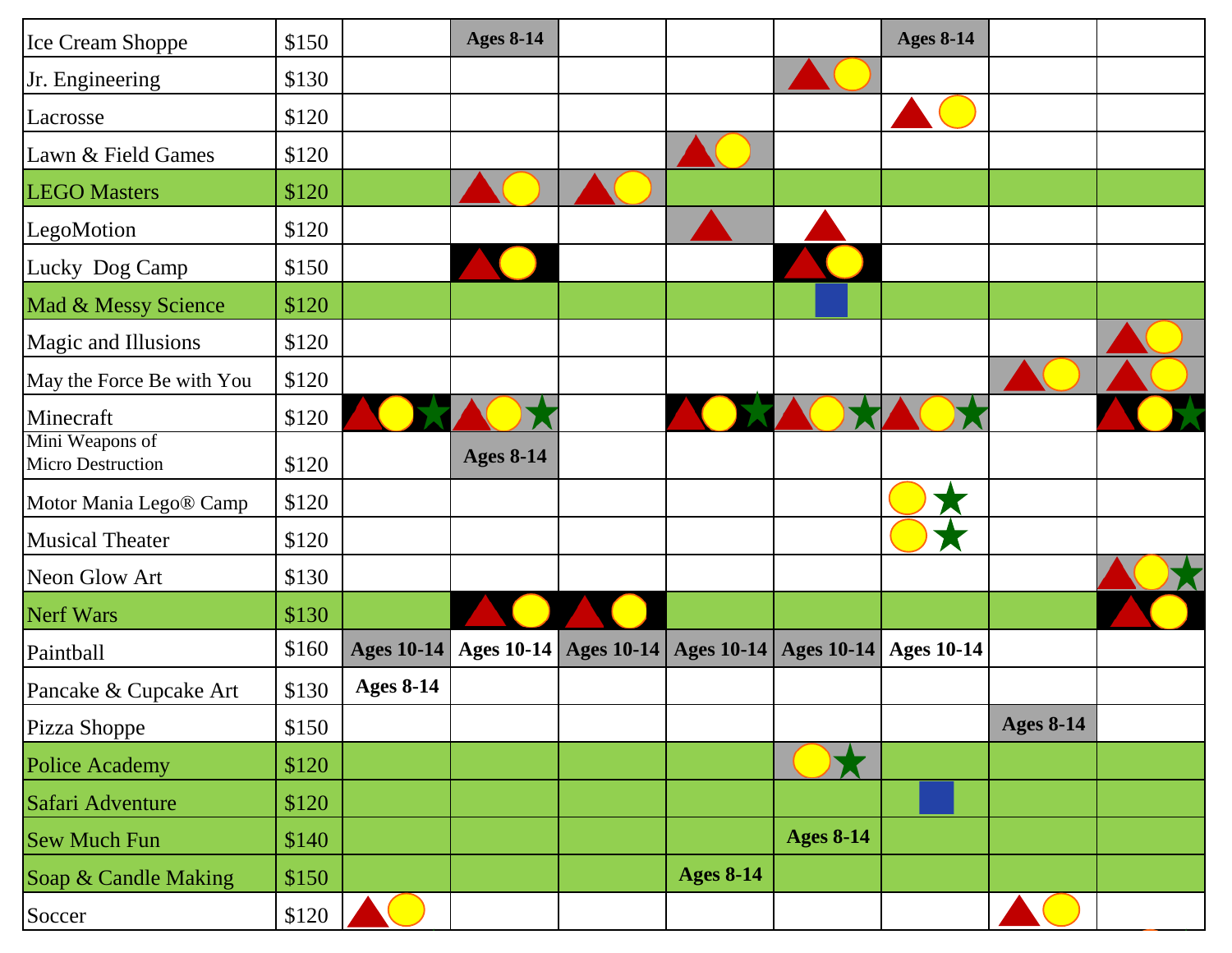| | | | | | | | | | |
|---|---|---|---|---|---|---|---|---|---|
| Ice Cream Shoppe | $150 | | Ages 8-14 | | | | Ages 8-14 | | |
| Jr. Engineering | $130 | | | | | ▲● | | | |
| Lacrosse | $120 | | | | | | ▲● | | |
| Lawn & Field Games | $120 | | | | ▲● | | | | |
| LEGO Masters | $120 | | ▲● | ▲● | | | | | |
| LegoMotion | $120 | | | | ▲ | ▲ | | | |
| Lucky Dog Camp | $150 | | ▲● | | | ▲● | | | |
| Mad & Messy Science | $120 | | | | | ■ | | | |
| Magic and Illusions | $120 | | | | | | | | ▲● |
| May the Force Be with You | $120 | | | | | | | ▲● | ▲● |
| Minecraft | $120 | ▲●★ | ▲●★ | | ▲●★ | ▲●★ | ▲●★ | | ▲●★ |
| Mini Weapons of Micro Destruction | $120 | | Ages 8-14 | | | | | | |
| Motor Mania Lego® Camp | $120 | | | | | | ●★ | | |
| Musical Theater | $120 | | | | | | ●★ | | |
| Neon Glow Art | $130 | | | | | | | | ▲●★ |
| Nerf Wars | $130 | | ▲● | ▲● | | | | | ▲● |
| Paintball | $160 | Ages 10-14 | Ages 10-14 | Ages 10-14 | Ages 10-14 | Ages 10-14 | Ages 10-14 | | |
| Pancake & Cupcake Art | $130 | Ages 8-14 | | | | | | | |
| Pizza Shoppe | $150 | | | | | | | Ages 8-14 | |
| Police Academy | $120 | | | | | ●★ | | | |
| Safari Adventure | $120 | | | | | | ■ | | |
| Sew Much Fun | $140 | | | | | Ages 8-14 | | | |
| Soap & Candle Making | $150 | | | | Ages 8-14 | | | | |
| Soccer | $120 | ▲● | | | | | | ▲● | |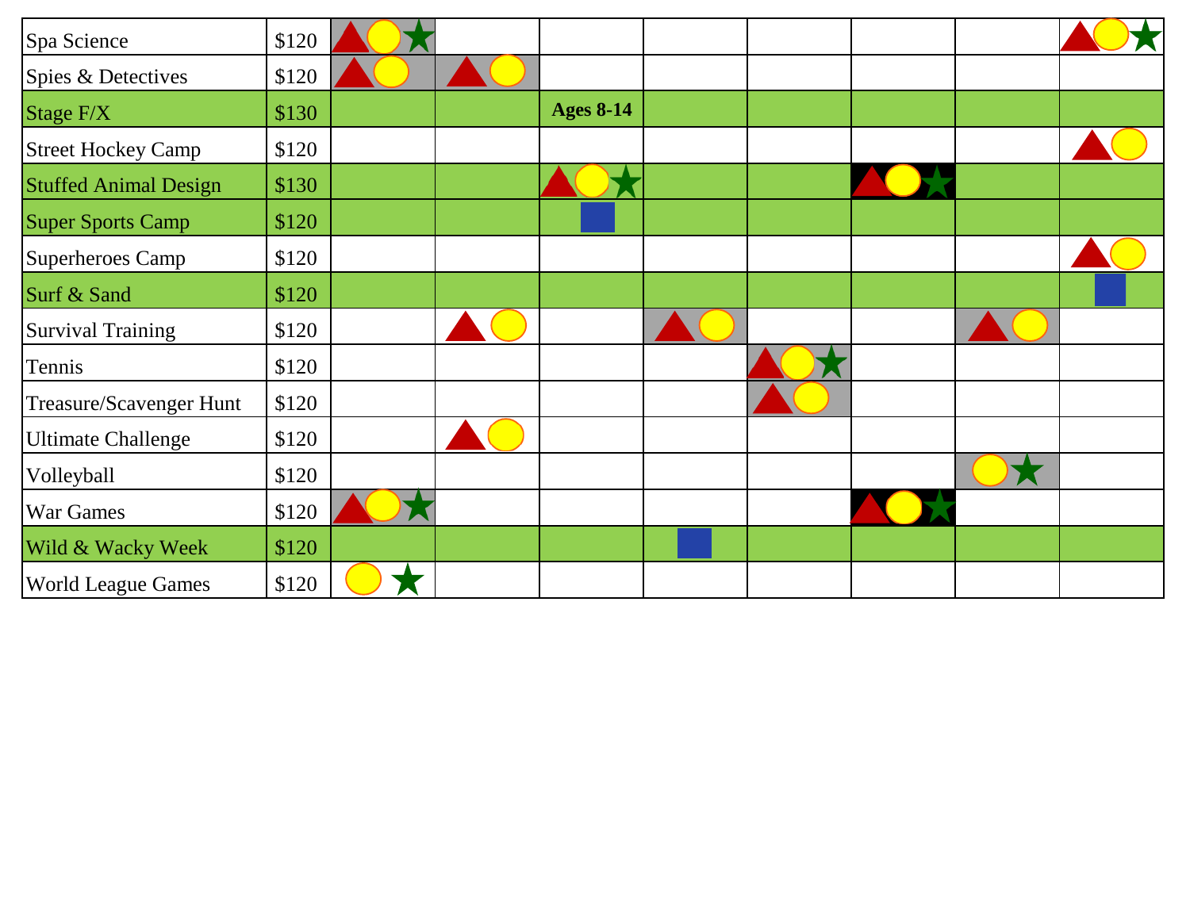| | | | | | | | | | |
|---|---|---|---|---|---|---|---|---|---|
| Spa Science | $120 | ▲●★ | | | | | | | ▲●★ |
| Spies & Detectives | $120 | ▲● | ▲● | | | | | | |
| Stage F/X | $130 | | | **Ages 8-14** | | | | | |
| Street Hockey Camp | $120 | | | | | | | | ▲● |
| Stuffed Animal Design | $130 | | | ▲●★ | | | ▲●★ | | |
| Super Sports Camp | $120 | | | ■ | | | | | |
| Superheroes Camp | $120 | | | | | | | | ▲● |
| Surf & Sand | $120 | | | | | | | | ■ |
| Survival Training | $120 | | ▲● | | ▲● | | | ▲● | |
| Tennis | $120 | | | | | ▲●★ | | | |
| Treasure/Scavenger Hunt | $120 | | | | | ▲● | | | |
| Ultimate Challenge | $120 | | ▲● | | | | | | |
| Volleyball | $120 | | | | | | | ●★ | |
| War Games | $120 | ▲●★ | | | | | ▲●★ | | |
| Wild & Wacky Week | $120 | | | | ■ | | | | |
| World League Games | $120 | ●★ | | | | | | | |